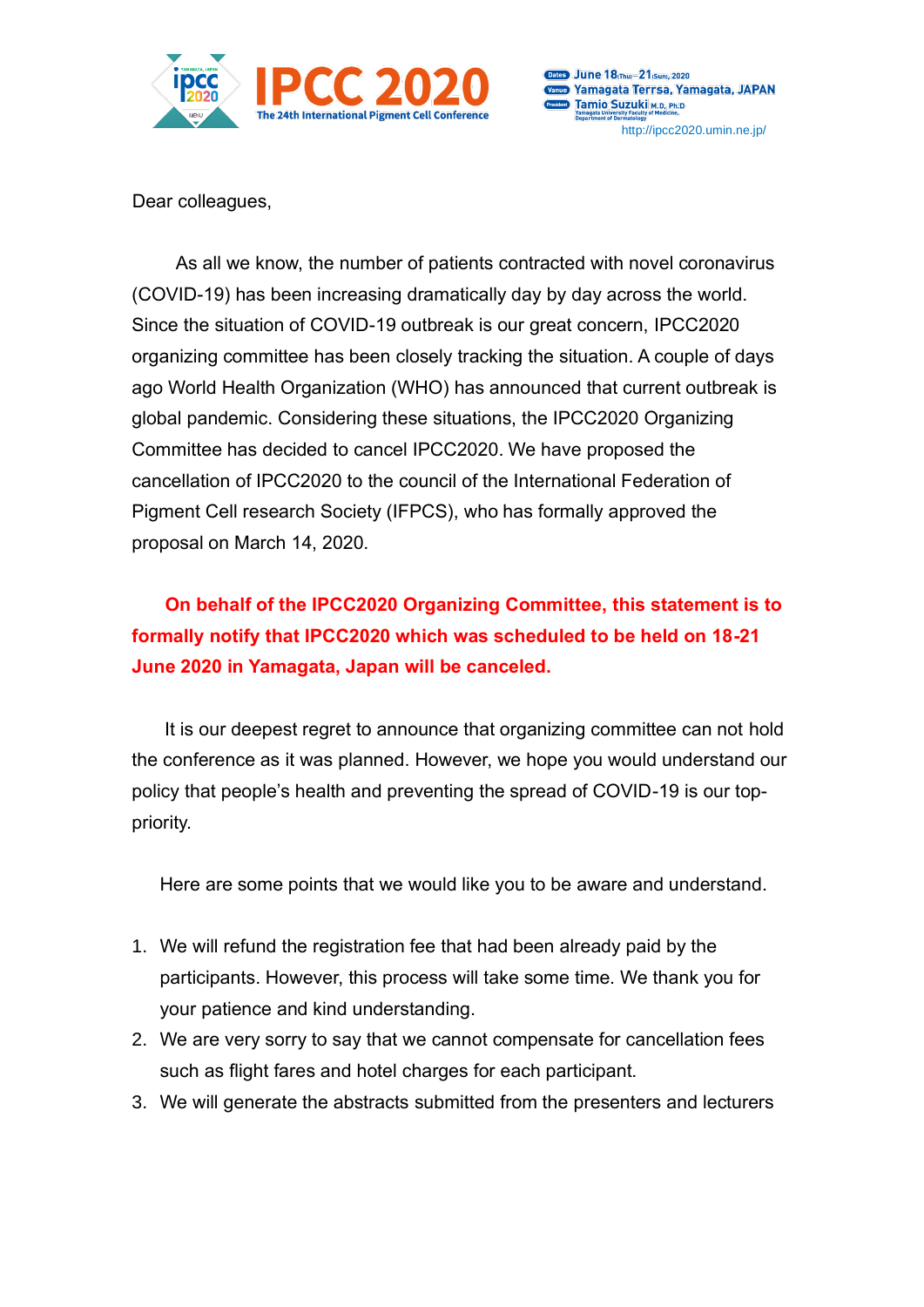**IPCC 2020**
The 24th International Pigment Cell Conference

Dates: June 18 (Thu) – 21 (Sun), 2020
Venue: Yamagata Terrsa, Yamagata, JAPAN
President: Tamio Suzuki M.D., Ph.D
Yamagata University Faculty of Medicine, Department of Dermatology
http://ipcc2020.umin.ne.jp/

Dear colleagues,

As all we know, the number of patients contracted with novel coronavirus (COVID-19) has been increasing dramatically day by day across the world. Since the situation of COVID-19 outbreak is our great concern, IPCC2020 organizing committee has been closely tracking the situation. A couple of days ago World Health Organization (WHO) has announced that current outbreak is global pandemic. Considering these situations, the IPCC2020 Organizing Committee has decided to cancel IPCC2020. We have proposed the cancellation of IPCC2020 to the council of the International Federation of Pigment Cell research Society (IFPCS), who has formally approved the proposal on March 14, 2020.

**On behalf of the IPCC2020 Organizing Committee, this statement is to formally notify that IPCC2020 which was scheduled to be held on 18-21 June 2020 in Yamagata, Japan will be canceled.**

It is our deepest regret to announce that organizing committee can not hold the conference as it was planned. However, we hope you would understand our policy that people's health and preventing the spread of COVID-19 is our top-priority.

Here are some points that we would like you to be aware and understand.

1. We will refund the registration fee that had been already paid by the participants. However, this process will take some time. We thank you for your patience and kind understanding.
2. We are very sorry to say that we cannot compensate for cancellation fees such as flight fares and hotel charges for each participant.
3. We will generate the abstracts submitted from the presenters and lecturers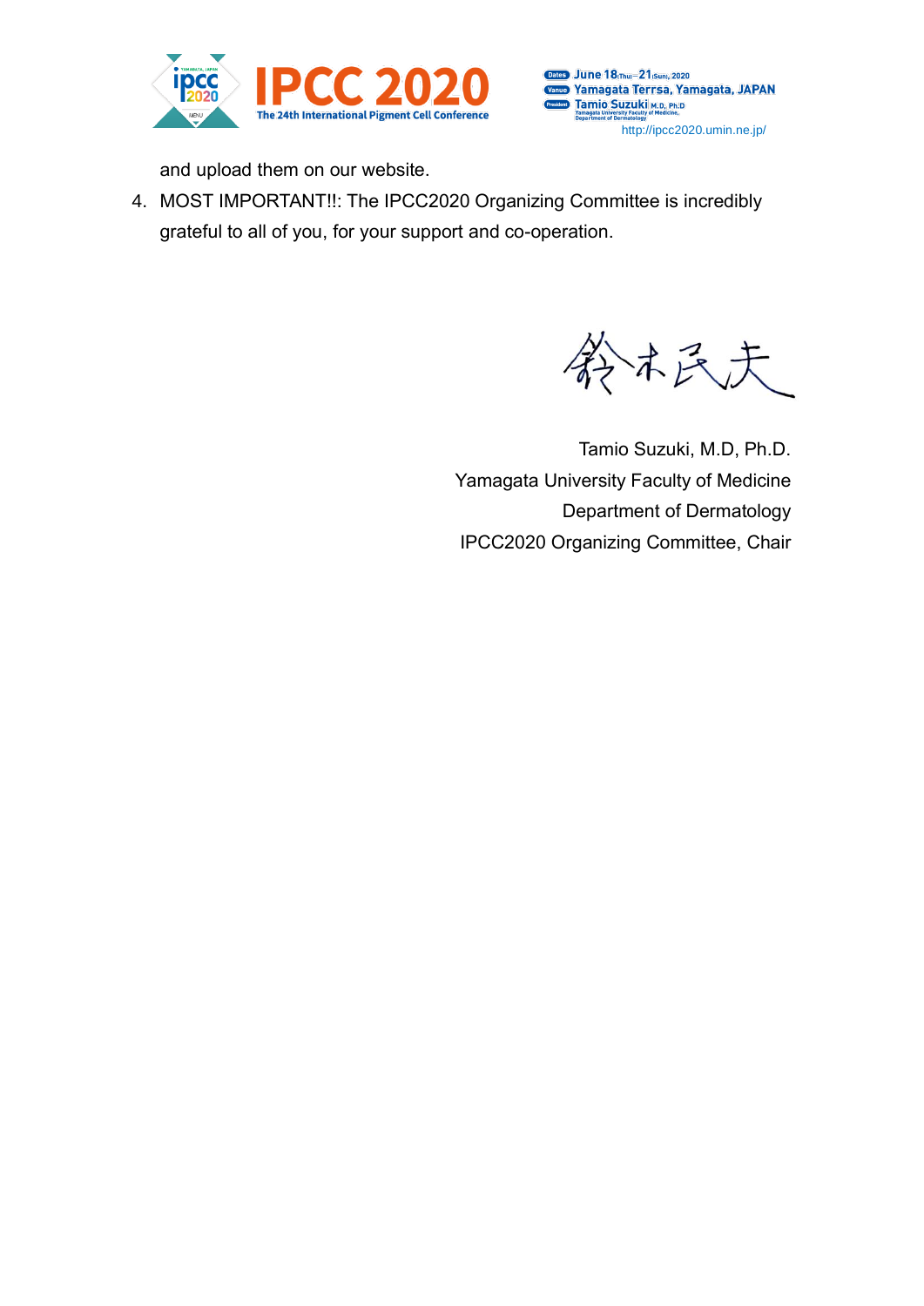and upload them on our website.

4. MOST IMPORTANT!!: The IPCC2020 Organizing Committee is incredibly grateful to all of you, for your support and co-operation.

鈴木民夫

Tamio Suzuki, M.D, Ph.D.
Yamagata University Faculty of Medicine
Department of Dermatology
IPCC2020 Organizing Committee, Chair